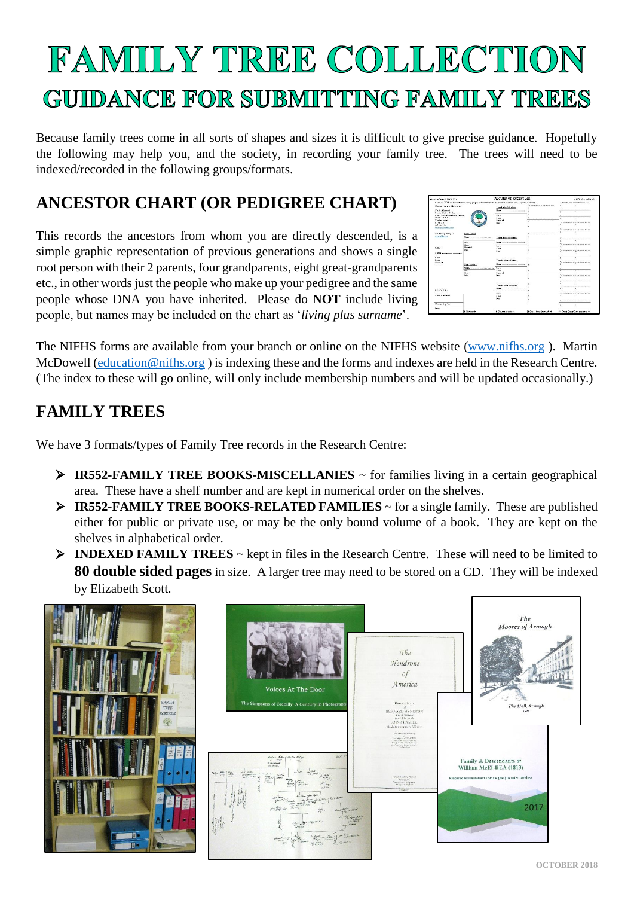# FAMILY TREE COLLECTION

## GUIDANCE FOR SUBMITTING FAMILY TREES

Because family trees come in all sorts of shapes and sizes it is difficult to give precise guidance. Hopefully the following may help you, and the society, in recording your family tree. The trees will need to be indexed/recorded in the following groups/formats.

## ANCESTOR CHART (OR PEDIGREE CHART)

This records the ancestors from whom you are directly descended, is a simple graphic representation of previous generations and shows a single root person with their 2 parents, four grandparents, eight great-grandparents etc., in other words just the people who make up your pedigree and the same people whose DNA you have inherited. Please do **NOT** include living people, but names may be included on the chart as '*living plus surname*'.

The NIFHS forms are available from your branch or online on the NIFHS website (www.nifhs.org ). Martin McDowell (education@nifhs.org ) is indexing these and the forms and indexes are held in the Research Centre. (The index to these will go online, will only include membership numbers and will be updated occasionally.)

## FAMILY TREES

We have 3 formats/types of Family Tree records in the Research Centre:

- **IR552-FAMILY TREE BOOKS-MISCELLANIES** ~ for families living in a certain geographical area. These have a shelf number and are kept in numerical order on the shelves.
- **IR552-FAMILY TREE BOOKS-RELATED FAMILIES** ~ for a single family. These are published either for public or private use, or may be the only bound volume of a book. They are kept on the shelves in alphabetical order.
- **INDEXED FAMILY TREES** ~ kept in files in the Research Centre. These will need to be limited to **80 double sided pages** in size. A larger tree may need to be stored on a CD. They will be indexed by Elizabeth Scott.

OCTOBER 2018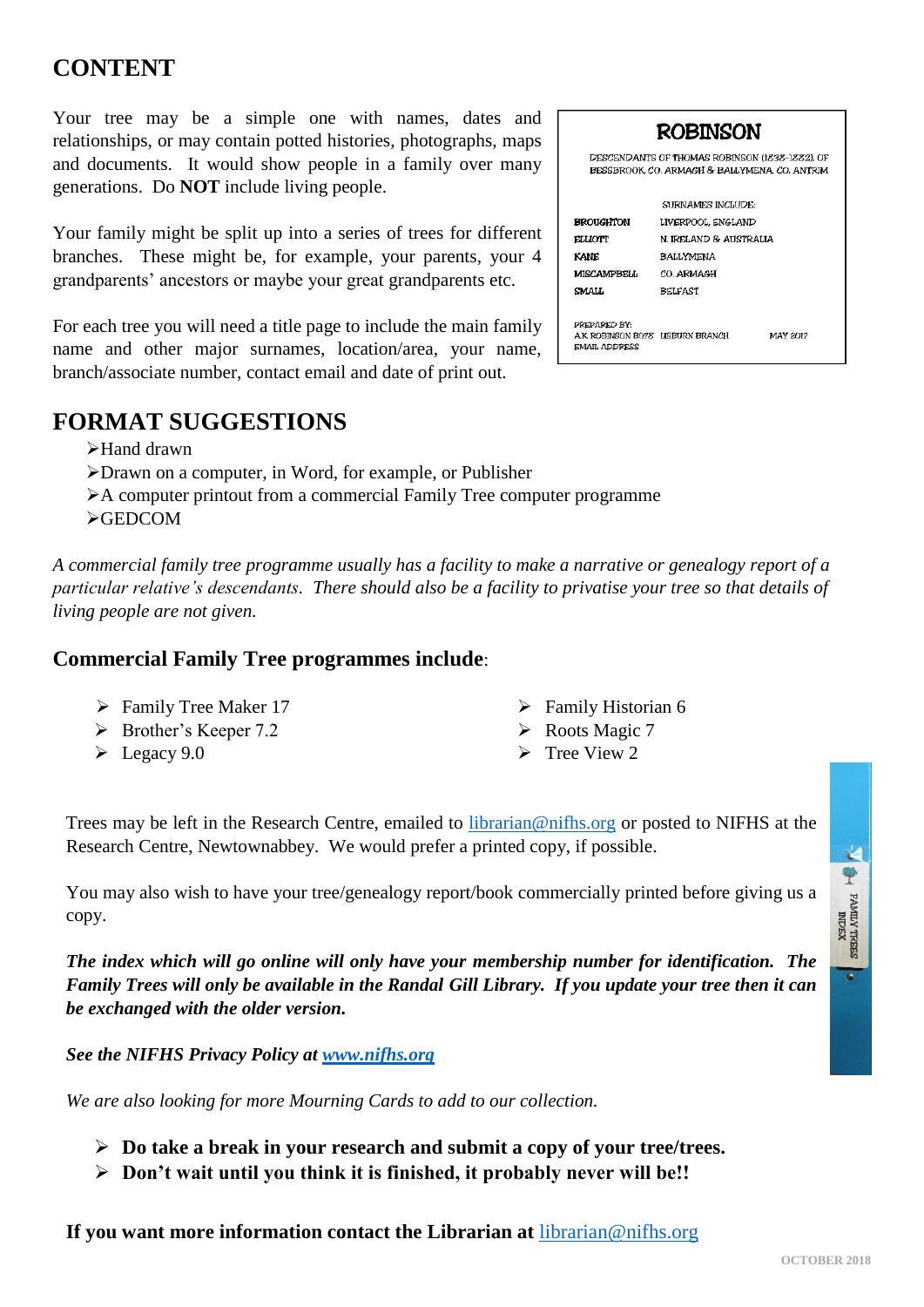## CONTENT

Your tree may be a simple one with names, dates and relationships, or may contain potted histories, photographs, maps and documents. It would show people in a family over many generations. Do **NOT** include living people.

Your family might be split up into a series of trees for different branches. These might be, for example, your parents, your 4 grandparents' ancestors or maybe your great grandparents etc.

For each tree you will need a title page to include the main family name and other major surnames, location/area, your name, branch/associate number, contact email and date of print out.

**ROBINSON**

DESCENDANTS OF THOMAS ROBINSON (1838-1882) OF BESSBROOK, CO. ARMAGH & BALLYMENA, CO. ANTRIM

SURNAMES INCLUDE:

| | |
|---|---|
| BROUGHTON | LIVERPOOL, ENGLAND |
| ELLIOTT | N. IRELAND & AUSTRALIA |
| KANE | BALLYMENA |
| MISCAMPBELL | CO. ARMAGH |
| SMALL | BELFAST |

PREPARED BY:
A.K. ROBINSON B078 LISBURN BRANCH MAY 2017
EMAIL ADDRESS

## FORMAT SUGGESTIONS

- Hand drawn
- Drawn on a computer, in Word, for example, or Publisher
- A computer printout from a commercial Family Tree computer programme
- GEDCOM

*A commercial family tree programme usually has a facility to make a narrative or genealogy report of a particular relative's descendants. There should also be a facility to privatise your tree so that details of living people are not given.*

### Commercial Family Tree programmes include:

- Family Tree Maker 17
- Brother's Keeper 7.2
- Legacy 9.0
- Family Historian 6
- Roots Magic 7
- Tree View 2

Trees may be left in the Research Centre, emailed to librarian@nifhs.org or posted to NIFHS at the Research Centre, Newtownabbey. We would prefer a printed copy, if possible.

You may also wish to have your tree/genealogy report/book commercially printed before giving us a copy.

***The index which will go online will only have your membership number for identification. The Family Trees will only be available in the Randal Gill Library. If you update your tree then it can be exchanged with the older version.***

***See the NIFHS Privacy Policy at www.nifhs.org***

*We are also looking for more Mourning Cards to add to our collection.*

- **Do take a break in your research and submit a copy of your tree/trees.**
- **Don't wait until you think it is finished, it probably never will be!!**

**If you want more information contact the Librarian at** librarian@nifhs.org

OCTOBER 2018